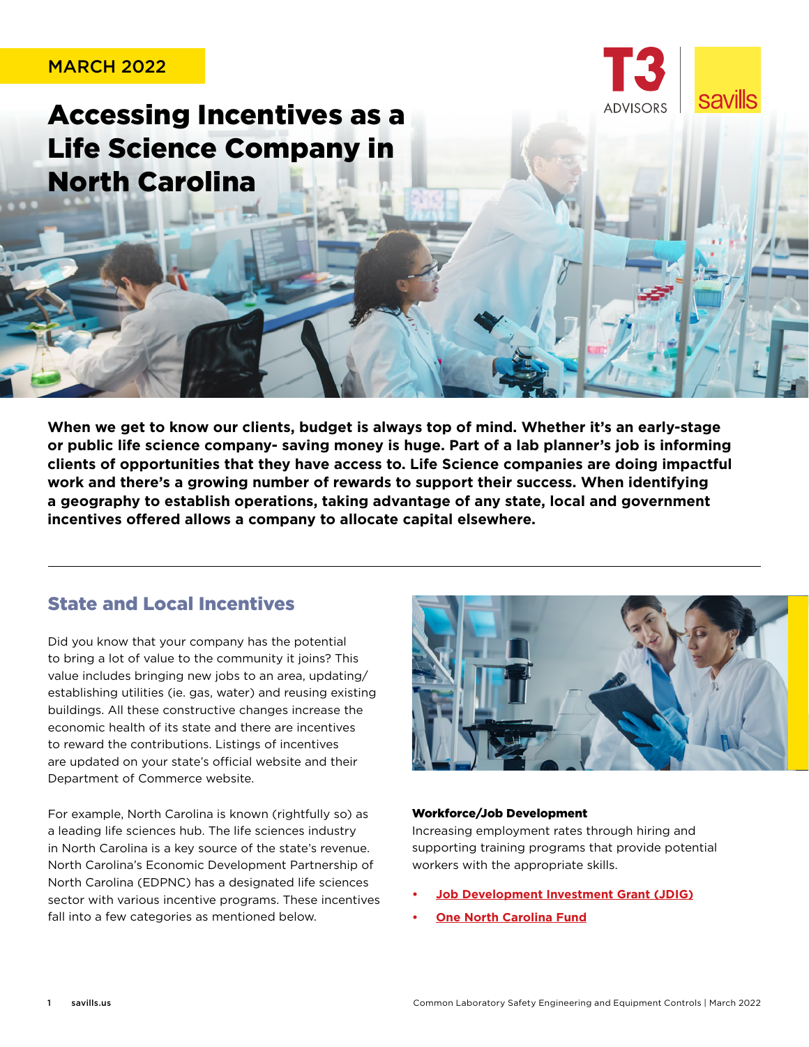MARCH 2022

# Accessing Incentives as a Life Science Company in North Carolina

**When we get to know our clients, budget is always top of mind. Whether it's an early-stage or public life science company- saving money is huge. Part of a lab planner's job is informing clients of opportunities that they have access to. Life Science companies are doing impactful work and there's a growing number of rewards to support their success. When identifying a geography to establish operations, taking advantage of any state, local and government incentives offered allows a company to allocate capital elsewhere.**

## State and Local Incentives

Did you know that your company has the potential to bring a lot of value to the community it joins? This value includes bringing new jobs to an area, updating/establishing utilities (ie. gas, water) and reusing existing buildings. All these constructive changes increase the economic health of its state and there are incentives to reward the contributions. Listings of incentives are updated on your state's official website and their Department of Commerce website.

For example, North Carolina is known (rightfully so) as a leading life sciences hub. The life sciences industry in North Carolina is a key source of the state's revenue. North Carolina's Economic Development Partnership of North Carolina (EDPNC) has a designated life sciences sector with various incentive programs. These incentives fall into a few categories as mentioned below.

**Workforce/Job Development**

Increasing employment rates through hiring and supporting training programs that provide potential workers with the appropriate skills.

- Job Development Investment Grant (JDIG)
- One North Carolina Fund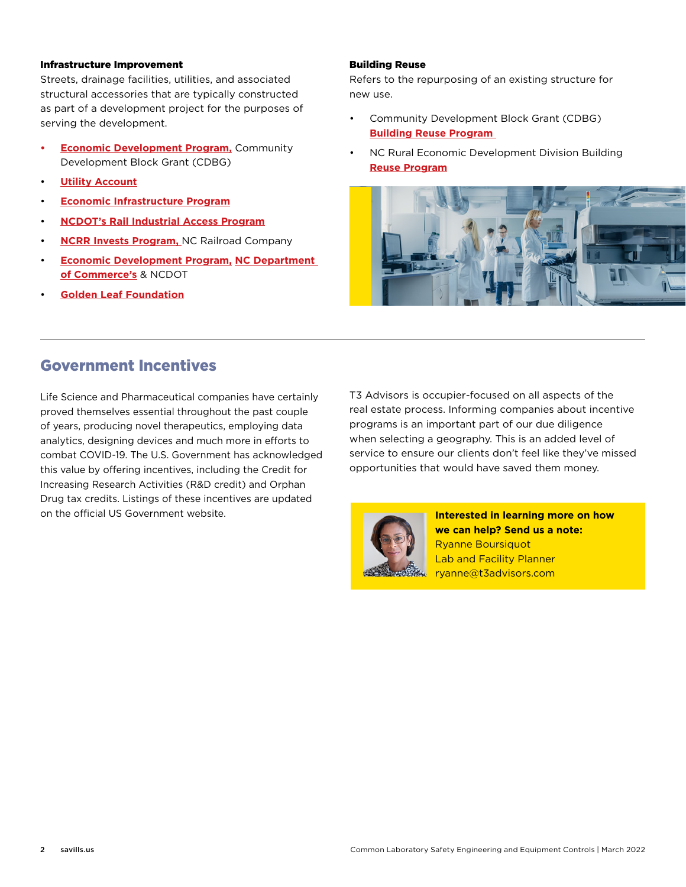**Infrastructure Improvement**

Streets, drainage facilities, utilities, and associated structural accessories that are typically constructed as part of a development project for the purposes of serving the development.

- **Economic Development Program,** Community Development Block Grant (CDBG)
- **Utility Account**
- **Economic Infrastructure Program**
- **NCDOT's Rail Industrial Access Program**
- **NCRR Invests Program,** NC Railroad Company
- **Economic Development Program, NC Department of Commerce's** & NCDOT
- **Golden Leaf Foundation**

**Building Reuse**

Refers to the repurposing of an existing structure for new use.

- Community Development Block Grant (CDBG) **Building Reuse Program**
- NC Rural Economic Development Division Building **Reuse Program**

## Government Incentives

Life Science and Pharmaceutical companies have certainly proved themselves essential throughout the past couple of years, producing novel therapeutics, employing data analytics, designing devices and much more in efforts to combat COVID-19. The U.S. Government has acknowledged this value by offering incentives, including the Credit for Increasing Research Activities (R&D credit) and Orphan Drug tax credits. Listings of these incentives are updated on the official US Government website.

T3 Advisors is occupier-focused on all aspects of the real estate process. Informing companies about incentive programs is an important part of our due diligence when selecting a geography. This is an added level of service to ensure our clients don't feel like they've missed opportunities that would have saved them money.

**Interested in learning more on how we can help? Send us a note:**
Ryanne Boursiquot
Lab and Facility Planner
ryanne@t3advisors.com